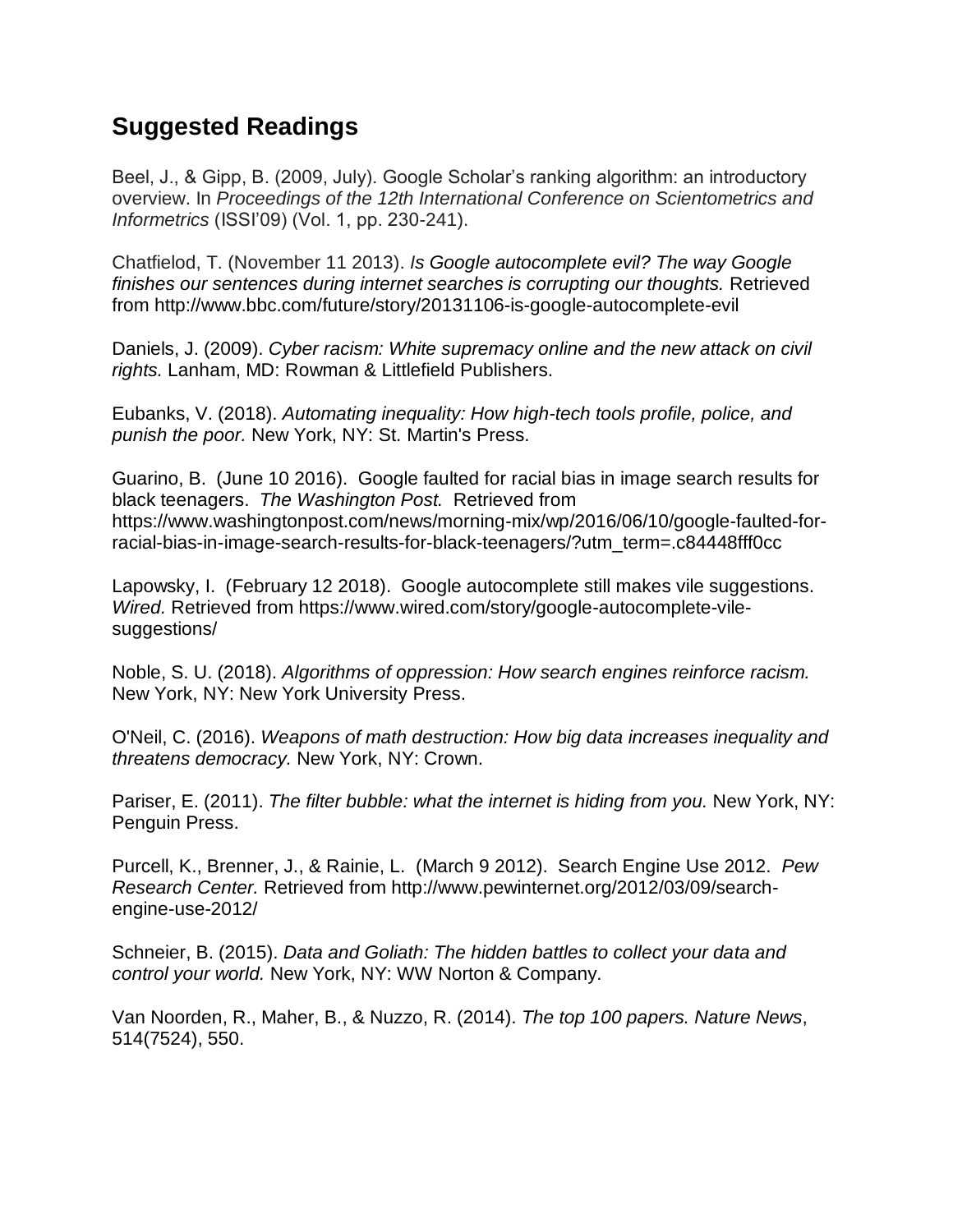## Suggested Readings

Beel, J., & Gipp, B. (2009, July). Google Scholar's ranking algorithm: an introductory overview. In *Proceedings of the 12th International Conference on Scientometrics and Informetrics* (ISSI'09) (Vol. 1, pp. 230-241).

Chatfielod, T. (November 11 2013). *Is Google autocomplete evil? The way Google finishes our sentences during internet searches is corrupting our thoughts.* Retrieved from http://www.bbc.com/future/story/20131106-is-google-autocomplete-evil

Daniels, J. (2009). *Cyber racism: White supremacy online and the new attack on civil rights.* Lanham, MD: Rowman & Littlefield Publishers.

Eubanks, V. (2018). *Automating inequality: How high-tech tools profile, police, and punish the poor.* New York, NY: St. Martin's Press.

Guarino, B. (June 10 2016). Google faulted for racial bias in image search results for black teenagers. *The Washington Post.* Retrieved from https://www.washingtonpost.com/news/morning-mix/wp/2016/06/10/google-faulted-for-racial-bias-in-image-search-results-for-black-teenagers/?utm_term=.c84448fff0cc

Lapowsky, I. (February 12 2018). Google autocomplete still makes vile suggestions. *Wired.* Retrieved from https://www.wired.com/story/google-autocomplete-vile-suggestions/

Noble, S. U. (2018). *Algorithms of oppression: How search engines reinforce racism.* New York, NY: New York University Press.

O'Neil, C. (2016). *Weapons of math destruction: How big data increases inequality and threatens democracy.* New York, NY: Crown.

Pariser, E. (2011). *The filter bubble: what the internet is hiding from you.* New York, NY: Penguin Press.

Purcell, K., Brenner, J., & Rainie, L. (March 9 2012). Search Engine Use 2012. *Pew Research Center.* Retrieved from http://www.pewinternet.org/2012/03/09/search-engine-use-2012/

Schneier, B. (2015). *Data and Goliath: The hidden battles to collect your data and control your world.* New York, NY: WW Norton & Company.

Van Noorden, R., Maher, B., & Nuzzo, R. (2014). *The top 100 papers. Nature News*, 514(7524), 550.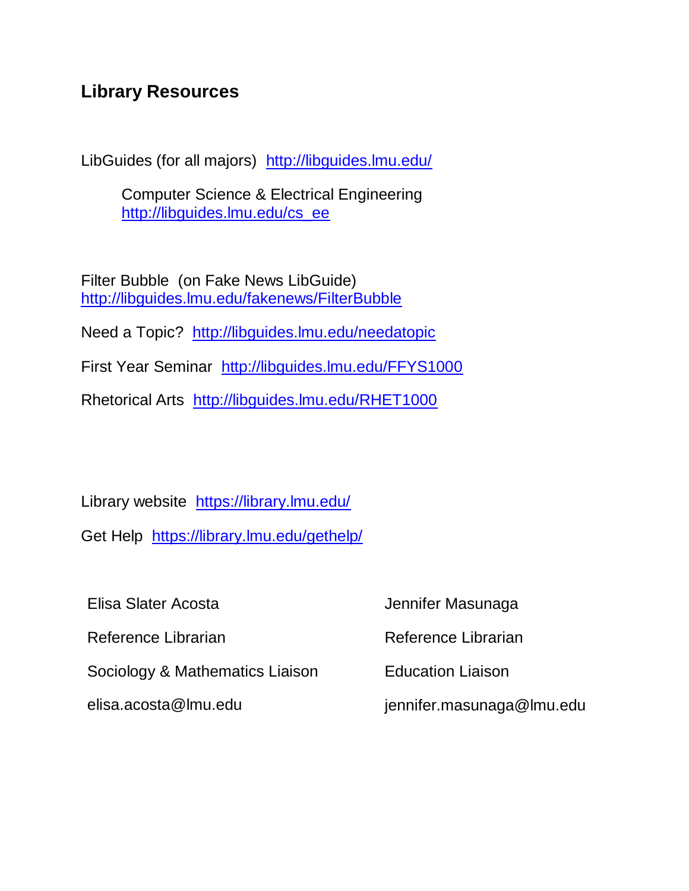## Library Resources

LibGuides (for all majors) http://libguides.lmu.edu/

Computer Science & Electrical Engineering
http://libguides.lmu.edu/cs_ee

Filter Bubble (on Fake News LibGuide)
http://libguides.lmu.edu/fakenews/FilterBubble

Need a Topic? http://libguides.lmu.edu/needatopic

First Year Seminar http://libguides.lmu.edu/FFYS1000

Rhetorical Arts http://libguides.lmu.edu/RHET1000

Library website https://library.lmu.edu/

Get Help https://library.lmu.edu/gethelp/

Elisa Slater Acosta
Reference Librarian
Sociology & Mathematics Liaison
elisa.acosta@lmu.edu

Jennifer Masunaga
Reference Librarian
Education Liaison
jennifer.masunaga@lmu.edu